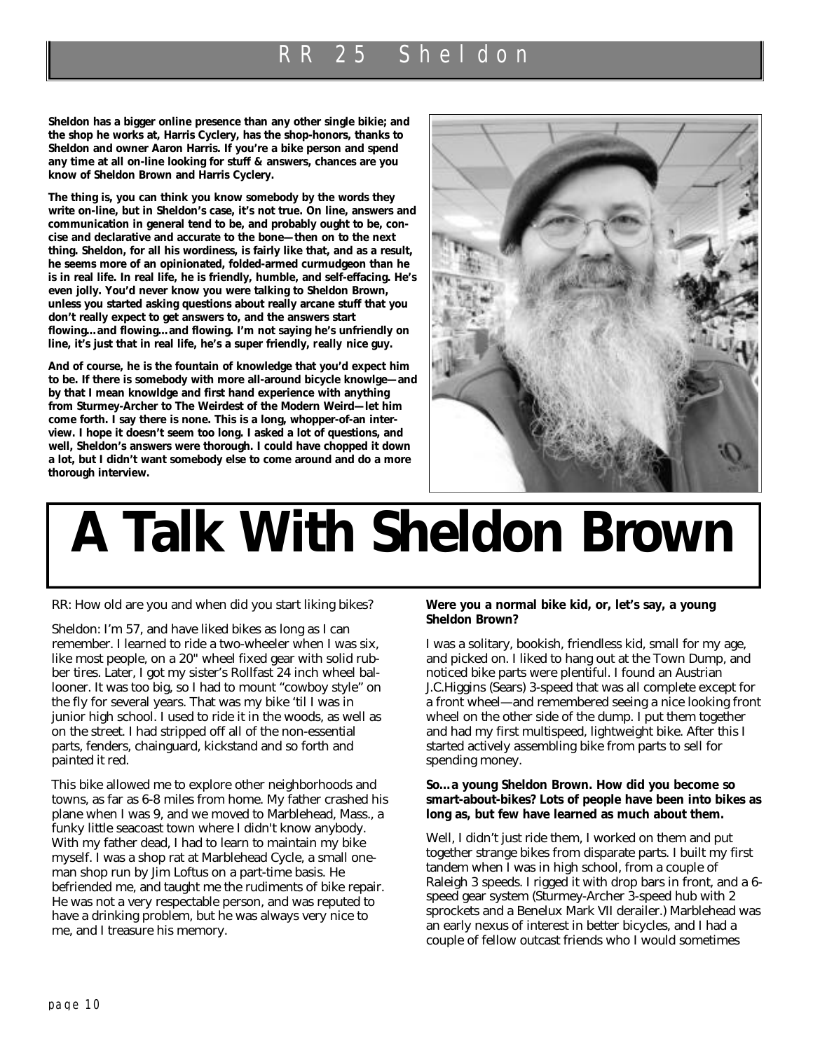Sheldon has a bigger online presence than any other single bikie; and the shop he works at, Harris Cyclery, has the shop-honors, thanks to Sheldon and owner Aaron Harris. If you're a bike person and spend any time at all on-line looking for stuff & answers, chances are you know of Sheldon Brown and Harris Cyclery.

The thing is, you can think you know somebody by the words they write on-line, but in Sheldon's case, it's not true. On line, answers and communication in general tend to be, and probably ought to be, concise and declarative and accurate to the bone—then on to the next thing. Sheldon, for all his wordiness, is fairly like that, and as a result, he seems more of an opinionated, folded-armed curmudgeon than he is in real life. In real life, he is friendly, humble, and self-effacing. He's even jolly. You'd never know you were talking to Sheldon Brown, unless you started asking questions about really arcane stuff that you don't really expect to get answers to, and the answers start flowing...and flowing...and flowing. I'm not saying he's unfriendly on line, it's just that in real life, he's a super friendly, really nice guy.

And of course, he is the fountain of knowledge that you'd expect him to be. If there is somebody with more all-around bicycle knowlge—and by that I mean knowldge and first hand experience with anything from Sturmey-Archer to The Weirdest of the Modern Weird—let him come forth. I say there is none. This is a long, whopper-of-an interview. I hope it doesn't seem too long. I asked a lot of questions, and well, Sheldon's answers were thorough. I could have chopped it down a lot, but I didn't want somebody else to come around and do a more thorough interview.

# A Talk With Sheldon Brown

RR: How old are you and when did you start liking bikes?

Sheldon: I'm 57, and have liked bikes as long as I can remember. I learned to ride a two-wheeler when I was six, like most people, on a 20" wheel fixed gear with solid rubber tires. Later, I got my sister's Rollfast 24 inch wheel ballooner. It was too big, so I had to mount "cowboy style" on the fly for several years. That was my bike 'til I was in junior high school. I used to ride it in the woods, as well as on the street. I had stripped off all of the non-essential parts, fenders, chainguard, kickstand and so forth and painted it red.

This bike allowed me to explore other neighborhoods and towns, as far as 6-8 miles from home. My father crashed his plane when I was 9, and we moved to Marblehead, Mass., a funky little seacoast town where I didn't know anybody. With my father dead, I had to learn to maintain my bike myself. I was a shop rat at Marblehead Cycle, a small one-man shop run by Jim Loftus on a part-time basis. He befriended me, and taught me the rudiments of bike repair. He was not a very respectable person, and was reputed to have a drinking problem, but he was always very nice to me, and I treasure his memory.

**Were you a normal bike kid, or, let's say, a young Sheldon Brown?**

I was a solitary, bookish, friendless kid, small for my age, and picked on. I liked to hang out at the Town Dump, and noticed bike parts were plentiful. I found an Austrian J.C.Higgins (Sears) 3-speed that was all complete except for a front wheel—and remembered seeing a nice looking front wheel on the other side of the dump. I put them together and had my first multispeed, lightweight bike. After this I started actively assembling bike from parts to sell for spending money.

**So...a young Sheldon Brown. How did you become so smart-about-bikes? Lots of people have been into bikes as long as, but few have learned as much about them.**

Well, I didn't just ride them, I worked on them and put together strange bikes from disparate parts. I built my first tandem when I was in high school, from a couple of Raleigh 3 speeds. I rigged it with drop bars in front, and a 6-speed gear system (Sturmey-Archer 3-speed hub with 2 sprockets and a Benelux Mark VII derailer.) Marblehead was an early nexus of interest in better bicycles, and I had a couple of fellow outcast friends who I would sometimes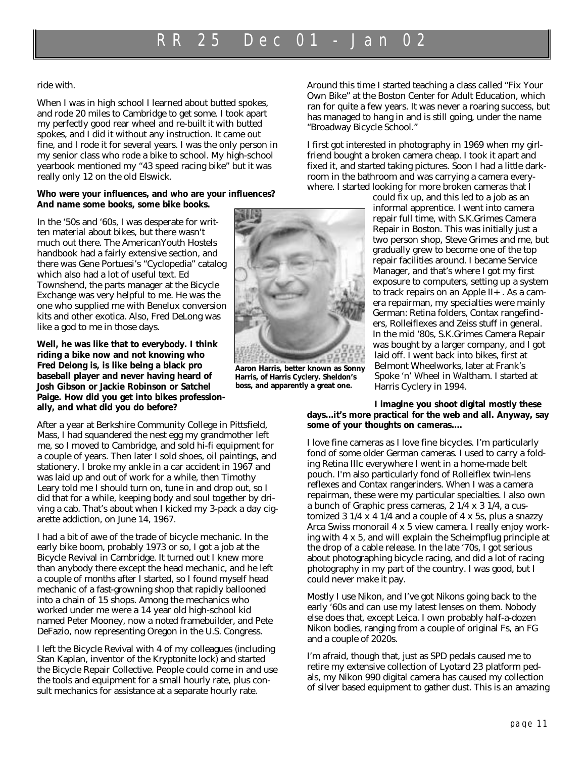ride with.

When I was in high school I learned about butted spokes, and rode 20 miles to Cambridge to get some. I took apart my perfectly good rear wheel and re-built it with butted spokes, and I did it without any instruction. It came out fine, and I rode it for several years. I was the only person in my senior class who rode a bike to school. My high-school yearbook mentioned my "43 speed racing bike" but it was really only 12 on the old Elswick.

**Who were your influences, and who are your influences? And name some books, some bike books.**

In the '50s and '60s, I was desperate for written material about bikes, but there wasn't much out there. The AmericanYouth Hostels handbook had a fairly extensive section, and there was Gene Portuesi's "Cyclopedia" catalog which also had a lot of useful text. Ed Townshend, the parts manager at the Bicycle Exchange was very helpful to me. He was the one who supplied me with Benelux conversion kits and other exotica. Also, Fred DeLong was like a god to me in those days.

**Well, he was like that to everybody. I think riding a bike now and not knowing who Fred Delong is, is like being a black pro baseball player and never having heard of Josh Gibson or Jackie Robinson or Satchel Paige. How did you get into bikes professionally, and what did you do before?**

After a year at Berkshire Community College in Pittsfield, Mass, I had squandered the nest egg my grandmother left me, so I moved to Cambridge, and sold hi-fi equipment for a couple of years. Then later I sold shoes, oil paintings, and stationery. I broke my ankle in a car accident in 1967 and was laid up and out of work for a while, then Timothy Leary told me I should turn on, tune in and drop out, so I did that for a while, keeping body and soul together by driving a cab. That's about when I kicked my 3-pack a day cigarette addiction, on June 14, 1967.

I had a bit of awe of the trade of bicycle mechanic. In the early bike boom, probably 1973 or so, I got a job at the Bicycle Revival in Cambridge. It turned out I knew more than anybody there except the head mechanic, and he left a couple of months after I started, so I found myself head mechanic of a fast-growning shop that rapidly ballooned into a chain of 15 shops. Among the mechanics who worked under me were a 14 year old high-school kid named Peter Mooney, now a noted framebuilder, and Pete DeFazio, now representing Oregon in the U.S. Congress.

I left the Bicycle Revival with 4 of my colleagues (including Stan Kaplan, inventor of the Kryptonite lock) and started the Bicycle Repair Collective. People could come in and use the tools and equipment for a small hourly rate, plus consult mechanics for assistance at a separate hourly rate.

Around this time I started teaching a class called "Fix Your Own Bike" at the Boston Center for Adult Education, which ran for quite a few years. It was never a roaring success, but has managed to hang in and is still going, under the name "Broadway Bicycle School."

I first got interested in photography in 1969 when my girlfriend bought a broken camera cheap. I took it apart and fixed it, and started taking pictures. Soon I had a little darkroom in the bathroom and was carrying a camera everywhere. I started looking for more broken cameras that I could fix up, and this led to a job as an informal apprentice. I went into camera repair full time, with S.K.Grimes Camera Repair in Boston. This was initially just a two person shop, Steve Grimes and me, but gradually grew to become one of the top repair facilities around. I became Service Manager, and that's where I got my first exposure to computers, setting up a system to track repairs on an Apple II+ . As a camera repairman, my specialties were mainly German: Retina folders, Contax rangefinders, Rolleiflexes and Zeiss stuff in general. In the mid '80s, S.K.Grimes Camera Repair was bought by a larger company, and I got laid off. I went back into bikes, first at Belmont Wheelworks, later at Frank's Spoke 'n' Wheel in Waltham. I started at Harris Cyclery in 1994.

Aaron Harris, better known as Sonny Harris, of Harris Cyclery. Sheldon's boss, and apparently a great one.

**I imagine you shoot digital mostly these days...it's more practical for the web and all. Anyway, say some of your thoughts on cameras....**

I love fine cameras as I love fine bicycles. I'm particularly fond of some older German cameras. I used to carry a folding Retina IIIc everywhere I went in a home-made belt pouch. I'm also particularly fond of Rolleiflex twin-lens reflexes and Contax rangerinders. When I was a camera repairman, these were my particular specialties. I also own a bunch of Graphic press cameras, 2 1/4 x 3 1/4, a customized 3 1/4 x 4 1/4 and a couple of 4 x 5s, plus a snazzy Arca Swiss monorail 4 x 5 view camera. I really enjoy working with 4 x 5, and will explain the Scheimpflug principle at the drop of a cable release. In the late '70s, I got serious about photographing bicycle racing, and did a lot of racing photography in my part of the country. I was good, but I could never make it pay.

Mostly I use Nikon, and I've got Nikons going back to the early '60s and can use my latest lenses on them. Nobody else does that, except Leica. I own probably half-a-dozen Nikon bodies, ranging from a couple of original Fs, an FG and a couple of 2020s.

I'm afraid, though that, just as SPD pedals caused me to retire my extensive collection of Lyotard 23 platform pedals, my Nikon 990 digital camera has caused my collection of silver based equipment to gather dust. This is an amazing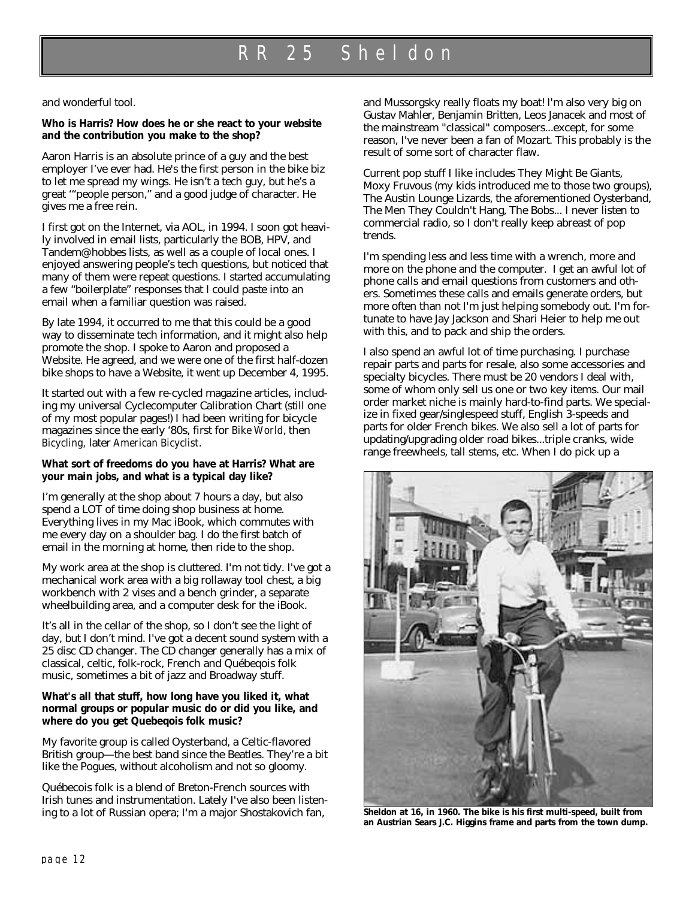and wonderful tool.

**Who is Harris? How does he or she react to your website and the contribution you make to the shop?**

Aaron Harris is an absolute prince of a guy and the best employer I've ever had. He's the first person in the bike biz to let me spread my wings. He isn't a tech guy, but he's a great '"people person," and a good judge of character. He gives me a free rein.

I first got on the Internet, via AOL, in 1994. I soon got heavily involved in email lists, particularly the BOB, HPV, and Tandem@hobbes lists, as well as a couple of local ones. I enjoyed answering people's tech questions, but noticed that many of them were repeat questions. I started accumulating a few "boilerplate" responses that I could paste into an email when a familiar question was raised.

By late 1994, it occurred to me that this could be a good way to disseminate tech information, and it might also help promote the shop. I spoke to Aaron and proposed a Website. He agreed, and we were one of the first half-dozen bike shops to have a Website, it went up December 4, 1995.

It started out with a few re-cycled magazine articles, including my universal Cyclecomputer Calibration Chart (still one of my most popular pages!) I had been writing for bicycle magazines since the early '80s, first for *Bike World*, then *Bicycling*, later *American Bicyclist*.

**What sort of freedoms do you have at Harris? What are your main jobs, and what is a typical day like?**

I'm generally at the shop about 7 hours a day, but also spend a LOT of time doing shop business at home. Everything lives in my Mac iBook, which commutes with me every day on a shoulder bag. I do the first batch of email in the morning at home, then ride to the shop.

My work area at the shop is cluttered. I'm not tidy. I've got a mechanical work area with a big rollaway tool chest, a big workbench with 2 vises and a bench grinder, a separate wheelbuilding area, and a computer desk for the iBook.

It's all in the cellar of the shop, so I don't see the light of day, but I don't mind. I've got a decent sound system with a 25 disc CD changer. The CD changer generally has a mix of classical, celtic, folk-rock, French and Québeqois folk music, sometimes a bit of jazz and Broadway stuff.

**What's all that stuff, how long have you liked it, what normal groups or popular music do or did you like, and where do you get Quebeqois folk music?**

My favorite group is called Oysterband, a Celtic-flavored British group—the best band since the Beatles. They're a bit like the Pogues, without alcoholism and not so gloomy.

Québecois folk is a blend of Breton-French sources with Irish tunes and instrumentation. Lately I've also been listening to a lot of Russian opera; I'm a major Shostakovich fan, and Mussorgsky really floats my boat! I'm also very big on Gustav Mahler, Benjamin Britten, Leos Janacek and most of the mainstream "classical" composers...except, for some reason, I've never been a fan of Mozart. This probably is the result of some sort of character flaw.

Current pop stuff I like includes They Might Be Giants, Moxy Fruvous (my kids introduced me to those two groups), The Austin Lounge Lizards, the aforementioned Oysterband, The Men They Couldn't Hang, The Bobs... I never listen to commercial radio, so I don't really keep abreast of pop trends.

I'm spending less and less time with a wrench, more and more on the phone and the computer. I get an awful lot of phone calls and email questions from customers and others. Sometimes these calls and emails generate orders, but more often than not I'm just helping somebody out. I'm fortunate to have Jay Jackson and Shari Heier to help me out with this, and to pack and ship the orders.

I also spend an awful lot of time purchasing. I purchase repair parts and parts for resale, also some accessories and specialty bicycles. There must be 20 vendors I deal with, some of whom only sell us one or two key items. Our mail order market niche is mainly hard-to-find parts. We specialize in fixed gear/singlespeed stuff, English 3-speeds and parts for older French bikes. We also sell a lot of parts for updating/upgrading older road bikes...triple cranks, wide range freewheels, tall stems, etc. When I do pick up a

**Sheldon at 16, in 1960. The bike is his first multi-speed, built from an Austrian Sears J.C. Higgins frame and parts from the town dump.**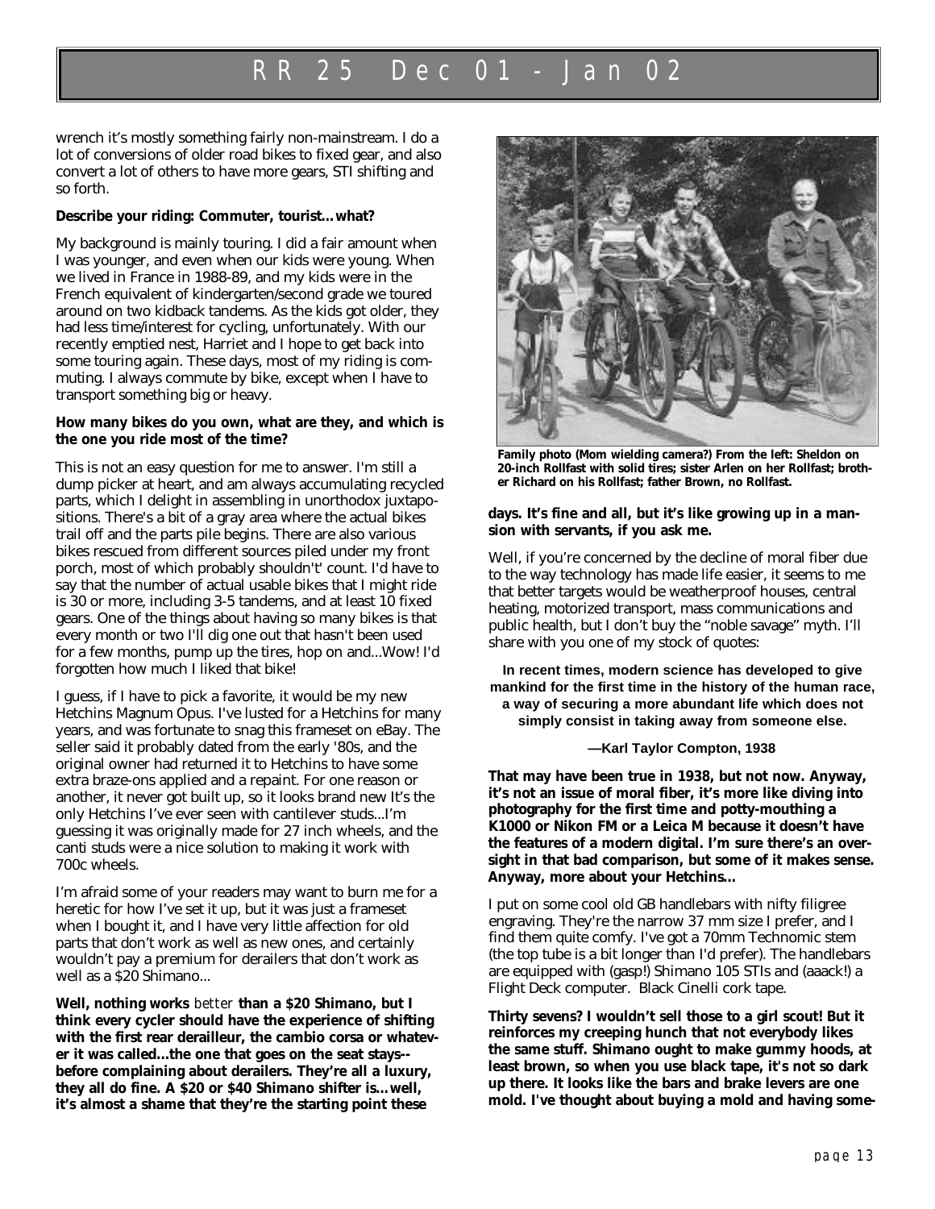wrench it's mostly something fairly non-mainstream. I do a lot of conversions of older road bikes to fixed gear, and also convert a lot of others to have more gears, STI shifting and so forth.

**Describe your riding: Commuter, tourist...what?**

My background is mainly touring. I did a fair amount when I was younger, and even when our kids were young. When we lived in France in 1988-89, and my kids were in the French equivalent of kindergarten/second grade we toured around on two kidback tandems. As the kids got older, they had less time/interest for cycling, unfortunately. With our recently emptied nest, Harriet and I hope to get back into some touring again. These days, most of my riding is commuting. I always commute by bike, except when I have to transport something big or heavy.

**How many bikes do you own, what are they, and which is the one you ride most of the time?**

This is not an easy question for me to answer. I'm still a dump picker at heart, and am always accumulating recycled parts, which I delight in assembling in unorthodox juxtapositions. There's a bit of a gray area where the actual bikes trail off and the parts pile begins. There are also various bikes rescued from different sources piled under my front porch, most of which probably shouldn't' count. I'd have to say that the number of actual usable bikes that I might ride is 30 or more, including 3-5 tandems, and at least 10 fixed gears. One of the things about having so many bikes is that every month or two I'll dig one out that hasn't been used for a few months, pump up the tires, hop on and...Wow! I'd forgotten how much I liked that bike!

I guess, if I have to pick a favorite, it would be my new Hetchins Magnum Opus. I've lusted for a Hetchins for many years, and was fortunate to snag this frameset on eBay. The seller said it probably dated from the early '80s, and the original owner had returned it to Hetchins to have some extra braze-ons applied and a repaint. For one reason or another, it never got built up, so it looks brand new It's the only Hetchins I've ever seen with cantilever studs...I'm guessing it was originally made for 27 inch wheels, and the canti studs were a nice solution to making it work with 700c wheels.

I'm afraid some of your readers may want to burn me for a heretic for how I've set it up, but it was just a frameset when I bought it, and I have very little affection for old parts that don't work as well as new ones, and certainly wouldn't pay a premium for derailers that don't work as well as a $20 Shimano...

**Well, nothing works *better* than a $20 Shimano, but I think every cycler should have the experience of shifting with the first rear derailleur, the cambio corsa or whatever it was called...the one that goes on the seat stays--before complaining about derailers. They're all a luxury, they all do fine. A $20 or $40 Shimano shifter is...well, it's almost a shame that they're the starting point these days. It's fine and all, but it's like growing up in a mansion with servants, if you ask me.**

Family photo (Mom wielding camera?) From the left: Sheldon on 20-inch Rollfast with solid tires; sister Arlen on her Rollfast; brother Richard on his Rollfast; father Brown, no Rollfast.

Well, if you're concerned by the decline of moral fiber due to the way technology has made life easier, it seems to me that better targets would be weatherproof houses, central heating, motorized transport, mass communications and public health, but I don't buy the "noble savage" myth. I'll share with you one of my stock of quotes:

> **In recent times, modern science has developed to give mankind for the first time in the history of the human race, a way of securing a more abundant life which does not simply consist in taking away from someone else.**
>
> **—Karl Taylor Compton, 1938**

**That may have been true in 1938, but not now. Anyway, it's not an issue of moral fiber, it's more like diving into photography for the first time and potty-mouthing a K1000 or Nikon FM or a Leica M because it doesn't have the features of a modern digital. I'm sure there's an oversight in that bad comparison, but some of it makes sense. Anyway, more about your Hetchins...**

I put on some cool old GB handlebars with nifty filigree engraving. They're the narrow 37 mm size I prefer, and I find them quite comfy. I've got a 70mm Technomic stem (the top tube is a bit longer than I'd prefer). The handlebars are equipped with (gasp!) Shimano 105 STIs and (aaack!) a Flight Deck computer. Black Cinelli cork tape.

**Thirty sevens? I wouldn't sell those to a girl scout! But it reinforces my creeping hunch that not everybody likes the same stuff. Shimano ought to make gummy hoods, at least brown, so when you use black tape, it's not so dark up there. It looks like the bars and brake levers are one mold. I've thought about buying a mold and having some-**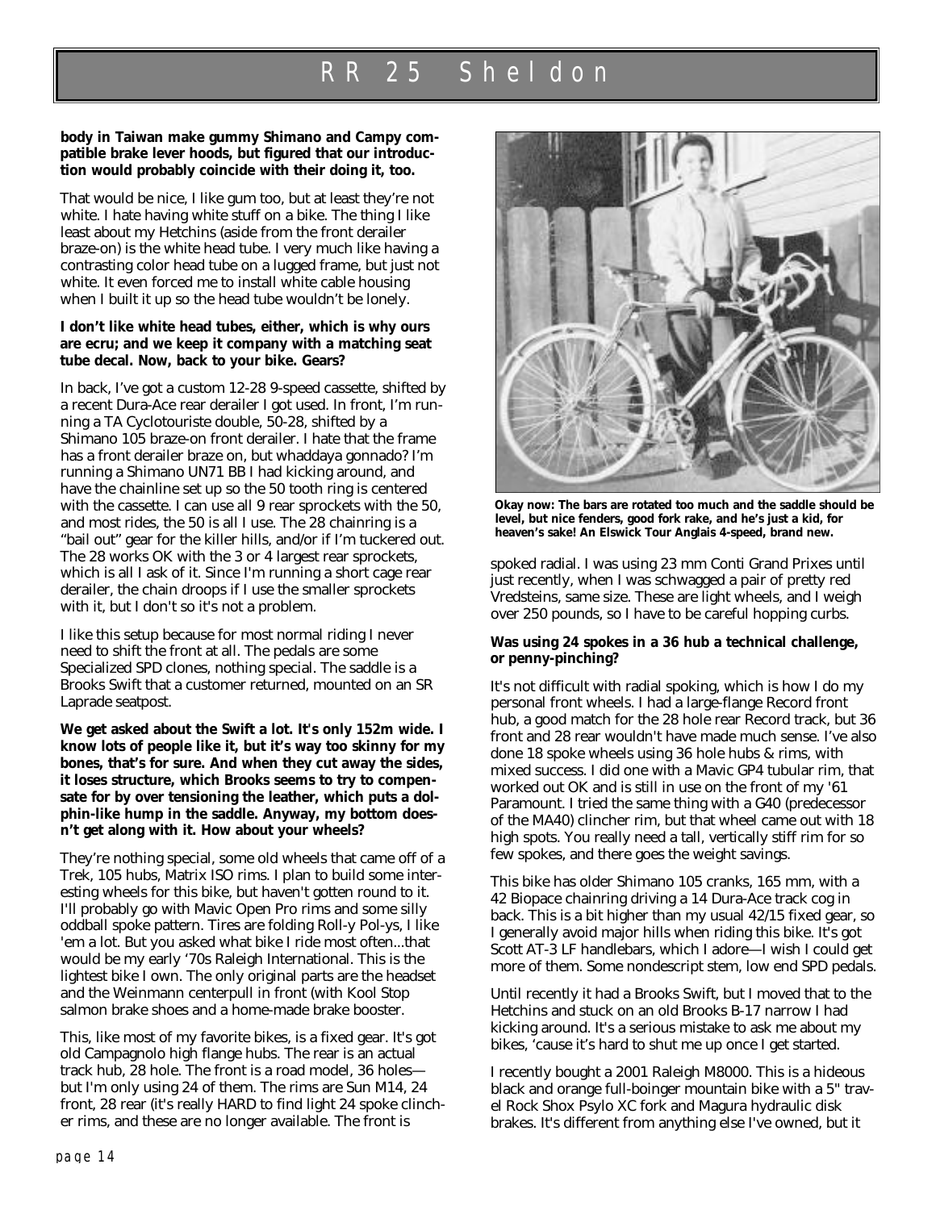**body in Taiwan make gummy Shimano and Campy compatible brake lever hoods, but figured that our introduction would probably coincide with their doing it, too.**

That would be nice, I like gum too, but at least they're not white. I hate having white stuff on a bike. The thing I like least about my Hetchins (aside from the front derailer braze-on) is the white head tube. I very much like having a contrasting color head tube on a lugged frame, but just not white. It even forced me to install white cable housing when I built it up so the head tube wouldn't be lonely.

**I don't like white head tubes, either, which is why ours are ecru; and we keep it company with a matching seat tube decal. Now, back to your bike. Gears?**

In back, I've got a custom 12-28 9-speed cassette, shifted by a recent Dura-Ace rear derailer I got used. In front, I'm running a TA Cyclotouriste double, 50-28, shifted by a Shimano 105 braze-on front derailer. I hate that the frame has a front derailer braze on, but whaddaya gonnado? I'm running a Shimano UN71 BB I had kicking around, and have the chainline set up so the 50 tooth ring is centered with the cassette. I can use all 9 rear sprockets with the 50, and most rides, the 50 is all I use. The 28 chainring is a "bail out" gear for the killer hills, and/or if I'm tuckered out. The 28 works OK with the 3 or 4 largest rear sprockets, which is all I ask of it. Since I'm running a short cage rear derailer, the chain droops if I use the smaller sprockets with it, but I don't so it's not a problem.

I like this setup because for most normal riding I never need to shift the front at all. The pedals are some Specialized SPD clones, nothing special. The saddle is a Brooks Swift that a customer returned, mounted on an SR Laprade seatpost.

**We get asked about the Swift a lot. It's only 152m wide. I know lots of people like it, but it's way too skinny for my bones, that's for sure. And when they cut away the sides, it loses structure, which Brooks seems to try to compensate for by over tensioning the leather, which puts a dolphin-like hump in the saddle. Anyway, my bottom doesn't get along with it. How about your wheels?**

They're nothing special, some old wheels that came off of a Trek, 105 hubs, Matrix ISO rims. I plan to build some interesting wheels for this bike, but haven't gotten round to it. I'll probably go with Mavic Open Pro rims and some silly oddball spoke pattern. Tires are folding Roll-y Pol-ys, I like 'em a lot. But you asked what bike I ride most often...that would be my early '70s Raleigh International. This is the lightest bike I own. The only original parts are the headset and the Weinmann centerpull in front (with Kool Stop salmon brake shoes and a home-made brake booster.

This, like most of my favorite bikes, is a fixed gear. It's got old Campagnolo high flange hubs. The rear is an actual track hub, 28 hole. The front is a road model, 36 holes—but I'm only using 24 of them. The rims are Sun M14, 24 front, 28 rear (it's really HARD to find light 24 spoke clincher rims, and these are no longer available. The front is spoked radial. I was using 23 mm Conti Grand Prixes until just recently, when I was schwagged a pair of pretty red Vredsteins, same size. These are light wheels, and I weigh over 250 pounds, so I have to be careful hopping curbs.

**Okay now: The bars are rotated too much and the saddle should be level, but nice fenders, good fork rake, and he's just a kid, for heaven's sake! An Elswick Tour Anglais 4-speed, brand new.**

**Was using 24 spokes in a 36 hub a technical challenge, or penny-pinching?**

It's not difficult with radial spoking, which is how I do my personal front wheels. I had a large-flange Record front hub, a good match for the 28 hole rear Record track, but 36 front and 28 rear wouldn't have made much sense. I've also done 18 spoke wheels using 36 hole hubs & rims, with mixed success. I did one with a Mavic GP4 tubular rim, that worked out OK and is still in use on the front of my '61 Paramount. I tried the same thing with a G40 (predecessor of the MA40) clincher rim, but that wheel came out with 18 high spots. You really need a tall, vertically stiff rim for so few spokes, and there goes the weight savings.

This bike has older Shimano 105 cranks, 165 mm, with a 42 Biopace chainring driving a 14 Dura-Ace track cog in back. This is a bit higher than my usual 42/15 fixed gear, so I generally avoid major hills when riding this bike. It's got Scott AT-3 LF handlebars, which I adore—I wish I could get more of them. Some nondescript stem, low end SPD pedals.

Until recently it had a Brooks Swift, but I moved that to the Hetchins and stuck on an old Brooks B-17 narrow I had kicking around. It's a serious mistake to ask me about my bikes, 'cause it's hard to shut me up once I get started.

I recently bought a 2001 Raleigh M8000. This is a hideous black and orange full-boinger mountain bike with a 5" travel Rock Shox Psylo XC fork and Magura hydraulic disk brakes. It's different from anything else I've owned, but it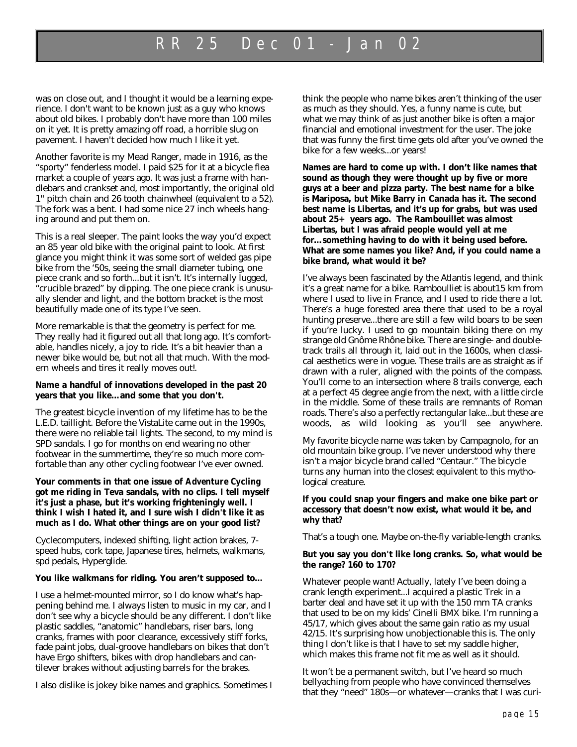was on close out, and I thought it would be a learning experience. I don't want to be known just as a guy who knows about old bikes. I probably don't have more than 100 miles on it yet. It is pretty amazing off road, a horrible slug on pavement. I haven't decided how much I like it yet.

Another favorite is my Mead Ranger, made in 1916, as the "sporty" fenderless model. I paid $25 for it at a bicycle flea market a couple of years ago. It was just a frame with handlebars and crankset and, most importantly, the original old 1" pitch chain and 26 tooth chainwheel (equivalent to a 52). The fork was a bent. I had some nice 27 inch wheels hanging around and put them on.

This is a real sleeper. The paint looks the way you'd expect an 85 year old bike with the original paint to look. At first glance you might think it was some sort of welded gas pipe bike from the '50s, seeing the small diameter tubing, one piece crank and so forth...but it isn't. It's internally lugged, "crucible brazed" by dipping. The one piece crank is unusually slender and light, and the bottom bracket is the most beautifully made one of its type I've seen.

More remarkable is that the geometry is perfect for me. They really had it figured out all that long ago. It's comfortable, handles nicely, a joy to ride. It's a bit heavier than a newer bike would be, but not all that much. With the modern wheels and tires it really moves out!.

**Name a handful of innovations developed in the past 20 years that you like...and some that you don't.**

The greatest bicycle invention of my lifetime has to be the L.E.D. taillight. Before the VistaLite came out in the 1990s, there were no reliable tail lights. The second, to my mind is SPD sandals. I go for months on end wearing no other footwear in the summertime, they're so much more comfortable than any other cycling footwear I've ever owned.

**Your comments in that one issue of *Adventure Cycling* got me riding in Teva sandals, with no clips. I tell myself it's just a phase, but it's working frighteningly well. I think I wish I hated it, and I sure wish I didn't like it as much as I do. What other things are on your good list?**

Cyclecomputers, indexed shifting, light action brakes, 7-speed hubs, cork tape, Japanese tires, helmets, walkmans, spd pedals, Hyperglide.

**You like walkmans for riding. You aren't supposed to...**

I use a helmet-mounted mirror, so I do know what's happening behind me. I always listen to music in my car, and I don't see why a bicycle should be any different. I don't like plastic saddles, "anatomic" handlebars, riser bars, long cranks, frames with poor clearance, excessively stiff forks, fade paint jobs, dual-groove handlebars on bikes that don't have Ergo shifters, bikes with drop handlebars and cantilever brakes without adjusting barrels for the brakes.

I also dislike is jokey bike names and graphics. Sometimes I think the people who name bikes aren't thinking of the user as much as they should. Yes, a funny name is cute, but what we may think of as just another bike is often a major financial and emotional investment for the user. The joke that was funny the first time gets old after you've owned the bike for a few weeks...or years!

**Names are hard to come up with. I don't like names that sound as though they were thought up by five or more guys at a beer and pizza party. The best name for a bike is Mariposa, but Mike Barry in Canada has it. The second best name is Libertas, and it's up for grabs, but was used about 25+ years ago. The Rambouillet was almost Libertas, but I was afraid people would yell at me for...something having to do with it being used before. What are some names you like? And, if you could name a bike brand, what would it be?**

I've always been fascinated by the Atlantis legend, and think it's a great name for a bike. Ramboulliet is about15 km from where I used to live in France, and I used to ride there a lot. There's a huge forested area there that used to be a royal hunting preserve...there are still a few wild boars to be seen if you're lucky. I used to go mountain biking there on my strange old Gnôme Rhône bike. There are single- and double-track trails all through it, laid out in the 1600s, when classical aesthetics were in vogue. These trails are as straight as if drawn with a ruler, aligned with the points of the compass. You'll come to an intersection where 8 trails converge, each at a perfect 45 degree angle from the next, with a little circle in the middle. Some of these trails are remnants of Roman roads. There's also a perfectly rectangular lake...but these are woods, as wild looking as you'll see anywhere.

My favorite bicycle name was taken by Campagnolo, for an old mountain bike group. I've never understood why there isn't a major bicycle brand called "Centaur." The bicycle turns any human into the closest equivalent to this mythological creature.

**If you could snap your fingers and make one bike part or accessory that doesn't now exist, what would it be, and why that?**

That's a tough one. Maybe on-the-fly variable-length cranks.

**But you say you don't like long cranks. So, what would be the range? 160 to 170?**

Whatever people want! Actually, lately I've been doing a crank length experiment...I acquired a plastic Trek in a barter deal and have set it up with the 150 mm TA cranks that used to be on my kids' Cinelli BMX bike. I'm running a 45/17, which gives about the same gain ratio as my usual 42/15. It's surprising how unobjectionable this is. The only thing I don't like is that I have to set my saddle higher, which makes this frame not fit me as well as it should.

It won't be a permanent switch, but I've heard so much bellyaching from people who have convinced themselves that they "need" 180s—or whatever—cranks that I was curi-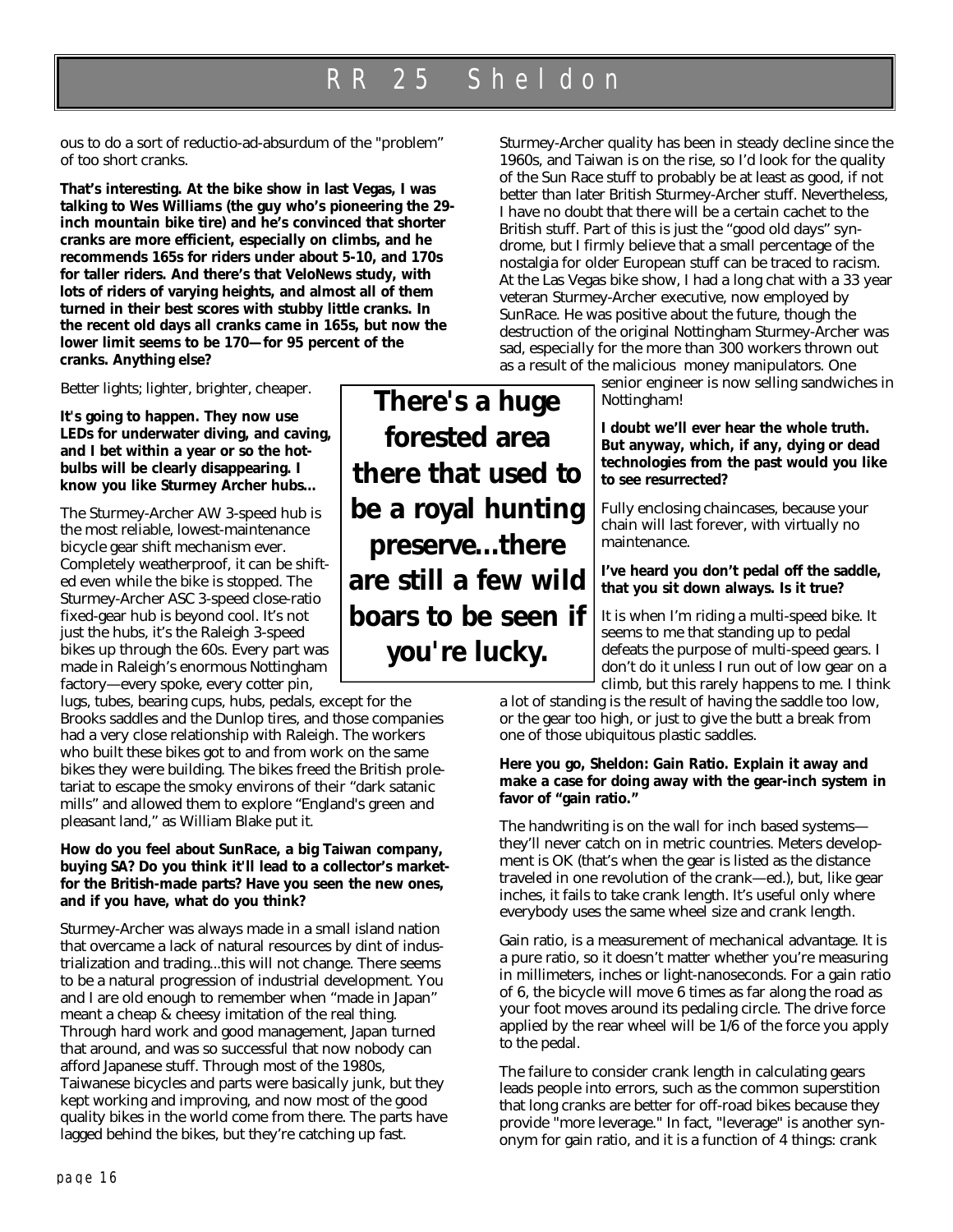ous to do a sort of reductio-ad-absurdum of the "problem" of too short cranks.

**That's interesting. At the bike show in last Vegas, I was talking to Wes Williams (the guy who's pioneering the 29-inch mountain bike tire) and he's convinced that shorter cranks are more efficient, especially on climbs, and he recommends 165s for riders under about 5-10, and 170s for taller riders. And there's that VeloNews study, with lots of riders of varying heights, and almost all of them turned in their best scores with stubby little cranks. In the recent old days all cranks came in 165s, but now the lower limit seems to be 170—for 95 percent of the cranks. Anything else?**

Better lights; lighter, brighter, cheaper.

**It's going to happen. They now use LEDs for underwater diving, and caving, and I bet within a year or so the hot-bulbs will be clearly disappearing. I know you like Sturmey Archer hubs...**

The Sturmey-Archer AW 3-speed hub is the most reliable, lowest-maintenance bicycle gear shift mechanism ever. Completely weatherproof, it can be shifted even while the bike is stopped. The Sturmey-Archer ASC 3-speed close-ratio fixed-gear hub is beyond cool. It's not just the hubs, it's the Raleigh 3-speed bikes up through the 60s. Every part was made in Raleigh's enormous Nottingham factory—every spoke, every cotter pin, lugs, tubes, bearing cups, hubs, pedals, except for the Brooks saddles and the Dunlop tires, and those companies had a very close relationship with Raleigh. The workers who built these bikes got to and from work on the same bikes they were building. The bikes freed the British proletariat to escape the smoky environs of their "dark satanic mills" and allowed them to explore "England's green and pleasant land," as William Blake put it.

**How do you feel about SunRace, a big Taiwan company, buying SA? Do you think it'll lead to a collector's market-for the British-made parts? Have you seen the new ones, and if you have, what do you think?**

Sturmey-Archer was always made in a small island nation that overcame a lack of natural resources by dint of industrialization and trading...this will not change. There seems to be a natural progression of industrial development. You and I are old enough to remember when "made in Japan" meant a cheap & cheesy imitation of the real thing. Through hard work and good management, Japan turned that around, and was so successful that now nobody can afford Japanese stuff. Through most of the 1980s, Taiwanese bicycles and parts were basically junk, but they kept working and improving, and now most of the good quality bikes in the world come from there. The parts have lagged behind the bikes, but they're catching up fast.

Sturmey-Archer quality has been in steady decline since the 1960s, and Taiwan is on the rise, so I'd look for the quality of the Sun Race stuff to probably be at least as good, if not better than later British Sturmey-Archer stuff. Nevertheless, I have no doubt that there will be a certain cachet to the British stuff. Part of this is just the "good old days" syndrome, but I firmly believe that a small percentage of the nostalgia for older European stuff can be traced to racism. At the Las Vegas bike show, I had a long chat with a 33 year veteran Sturmey-Archer executive, now employed by SunRace. He was positive about the future, though the destruction of the original Nottingham Sturmey-Archer was sad, especially for the more than 300 workers thrown out as a result of the malicious money manipulators. One senior engineer is now selling sandwiches in Nottingham!

> **There's a huge forested area there that used to be a royal hunting preserve...there are still a few wild boars to be seen if you're lucky.**

**I doubt we'll ever hear the whole truth. But anyway, which, if any, dying or dead technologies from the past would you like to see resurrected?**

Fully enclosing chaincases, because your chain will last forever, with virtually no maintenance.

**I've heard you don't pedal off the saddle, that you sit down always. Is it true?**

It is when I'm riding a multi-speed bike. It seems to me that standing up to pedal defeats the purpose of multi-speed gears. I don't do it unless I run out of low gear on a climb, but this rarely happens to me. I think a lot of standing is the result of having the saddle too low, or the gear too high, or just to give the butt a break from one of those ubiquitous plastic saddles.

**Here you go, Sheldon: Gain Ratio. Explain it away and make a case for doing away with the gear-inch system in favor of "gain ratio."**

The handwriting is on the wall for inch based systems—they'll never catch on in metric countries. Meters development is OK (that's when the gear is listed as the distance traveled in one revolution of the crank—ed.), but, like gear inches, it fails to take crank length. It's useful only where everybody uses the same wheel size and crank length.

Gain ratio, is a measurement of mechanical advantage. It is a pure ratio, so it doesn't matter whether you're measuring in millimeters, inches or light-nanoseconds. For a gain ratio of 6, the bicycle will move 6 times as far along the road as your foot moves around its pedaling circle. The drive force applied by the rear wheel will be 1/6 of the force you apply to the pedal.

The failure to consider crank length in calculating gears leads people into errors, such as the common superstition that long cranks are better for off-road bikes because they provide "more leverage." In fact, "leverage" is another synonym for gain ratio, and it is a function of 4 things: crank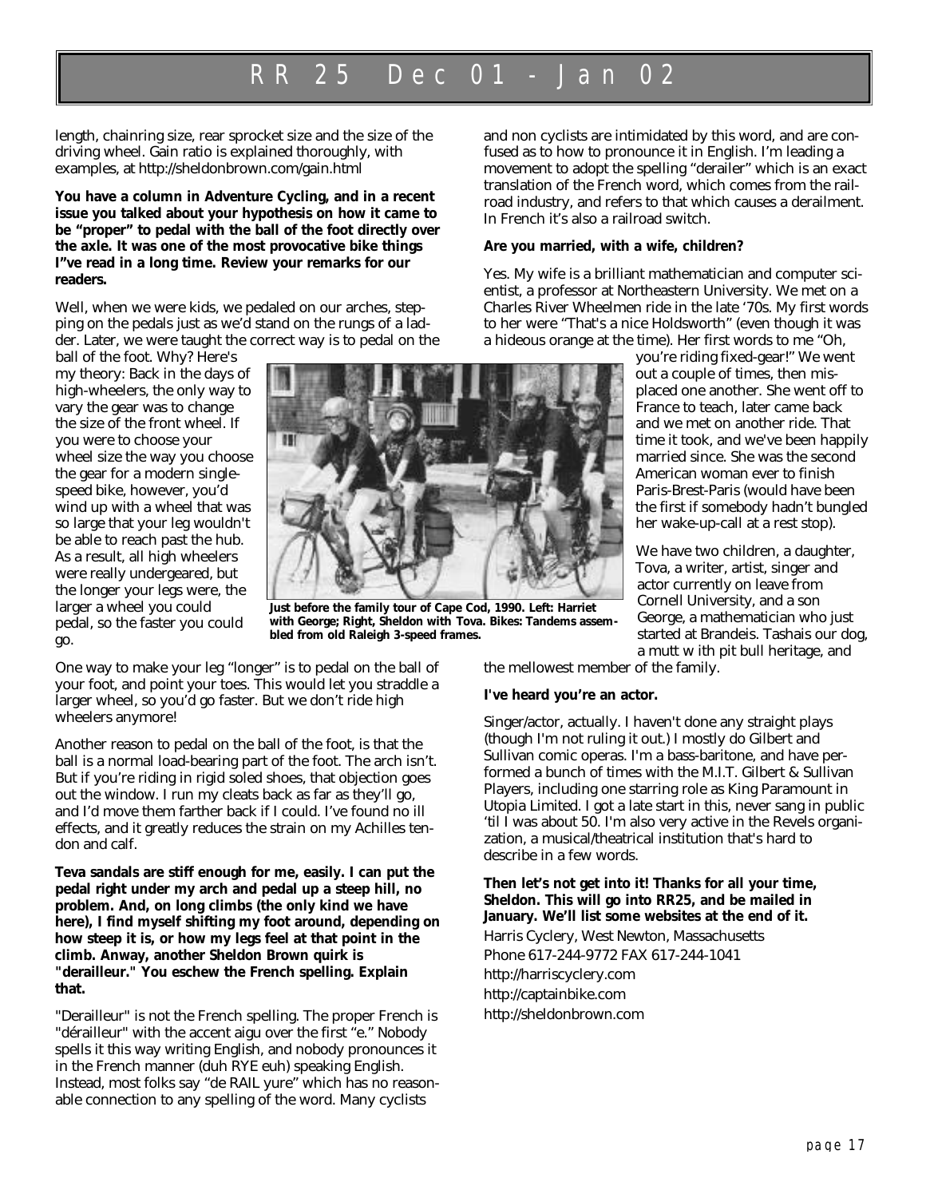length, chainring size, rear sprocket size and the size of the driving wheel. Gain ratio is explained thoroughly, with examples, at http://sheldonbrown.com/gain.html

**You have a column in Adventure Cycling, and in a recent issue you talked about your hypothesis on how it came to be "proper" to pedal with the ball of the foot directly over the axle. It was one of the most provocative bike things I"ve read in a long time. Review your remarks for our readers.**

Well, when we were kids, we pedaled on our arches, stepping on the pedals just as we'd stand on the rungs of a ladder. Later, we were taught the correct way is to pedal on the ball of the foot. Why? Here's my theory: Back in the days of high-wheelers, the only way to vary the gear was to change the size of the front wheel. If you were to choose your wheel size the way you choose the gear for a modern single-speed bike, however, you'd wind up with a wheel that was so large that your leg wouldn't be able to reach past the hub. As a result, all high wheelers were really undergeared, but the longer your legs were, the larger a wheel you could pedal, so the faster you could go.

Just before the family tour of Cape Cod, 1990. Left: Harriet with George; Right, Sheldon with Tova. Bikes: Tandems assembled from old Raleigh 3-speed frames.

One way to make your leg "longer" is to pedal on the ball of your foot, and point your toes. This would let you straddle a larger wheel, so you'd go faster. But we don't ride high wheelers anymore!

Another reason to pedal on the ball of the foot, is that the ball is a normal load-bearing part of the foot. The arch isn't. But if you're riding in rigid soled shoes, that objection goes out the window. I run my cleats back as far as they'll go, and I'd move them farther back if I could. I've found no ill effects, and it greatly reduces the strain on my Achilles tendon and calf.

**Teva sandals are stiff enough for me, easily. I can put the pedal right under my arch and pedal up a steep hill, no problem. And, on long climbs (the only kind we have here), I find myself shifting my foot around, depending on how steep it is, or how my legs feel at that point in the climb. Anway, another Sheldon Brown quirk is "derailleur." You eschew the French spelling. Explain that.**

"Derailleur" is not the French spelling. The proper French is "dérailleur" with the accent aigu over the first "e." Nobody spells it this way writing English, and nobody pronounces it in the French manner (duh RYE euh) speaking English. Instead, most folks say "de RAIL yure" which has no reasonable connection to any spelling of the word. Many cyclists and non cyclists are intimidated by this word, and are confused as to how to pronounce it in English. I'm leading a movement to adopt the spelling "derailer" which is an exact translation of the French word, which comes from the railroad industry, and refers to that which causes a derailment. In French it's also a railroad switch.

**Are you married, with a wife, children?**

Yes. My wife is a brilliant mathematician and computer scientist, a professor at Northeastern University. We met on a Charles River Wheelmen ride in the late '70s. My first words to her were "That's a nice Holdsworth" (even though it was a hideous orange at the time). Her first words to me was "Oh, you're riding fixed-gear!" We went out a couple of times, then misplaced one another. She went off to France to teach, later came back and we met on another ride. That time it took, and we've been happily married since. She was the second American woman ever to finish Paris-Brest-Paris (would have been the first if somebody hadn't bungled her wake-up-call at a rest stop).

We have two children, a daughter, Tova, a writer, artist, singer and actor currently on leave from Cornell University, and a son George, a mathematician who just started at Brandeis. Tashais our dog, a mutt w ith pit bull heritage, and the mellowest member of the family.

**I've heard you're an actor.**

Singer/actor, actually. I haven't done any straight plays (though I'm not ruling it out.) I mostly do Gilbert and Sullivan comic operas. I'm a bass-baritone, and have performed a bunch of times with the M.I.T. Gilbert & Sullivan Players, including one starring role as King Paramount in Utopia Limited. I got a late start in this, never sang in public 'til I was about 50. I'm also very active in the Revels organization, a musical/theatrical institution that's hard to describe in a few words.

**Then let's not get into it! Thanks for all your time, Sheldon. This will go into RR25, and be mailed in January. We'll list some websites at the end of it.**

Harris Cyclery, West Newton, Massachusetts
Phone 617-244-9772 FAX 617-244-1041
http://harriscyclery.com
http://captainbike.com
http://sheldonbrown.com